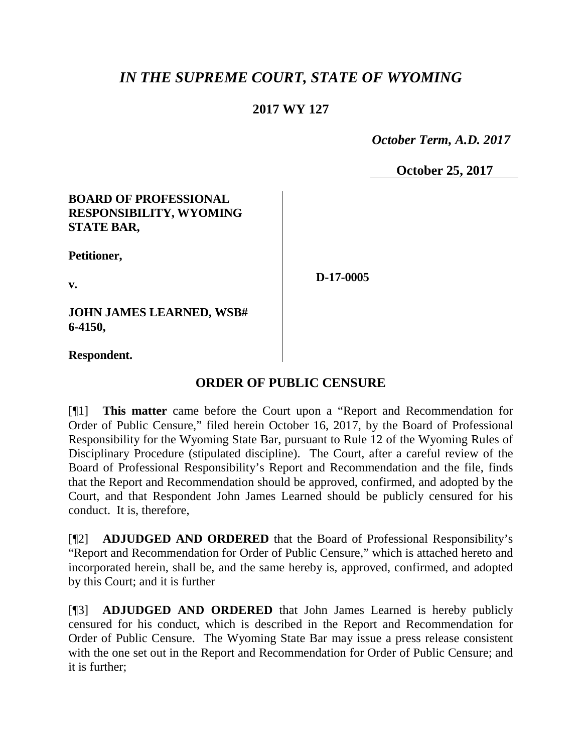# *IN THE SUPREME COURT, STATE OF WYOMING*

**2017 WY 127**

*October Term, A.D. 2017*

**October 25, 2017**

| | |
|---|---|
| **BOARD OF PROFESSIONAL RESPONSIBILITY, WYOMING STATE BAR,**<br><br>**Petitioner,**<br><br>**v.**<br><br>**JOHN JAMES LEARNED, WSB# 6-4150,**<br><br>**Respondent.** | **D-17-0005** |

## ORDER OF PUBLIC CENSURE

[¶1] **This matter** came before the Court upon a "Report and Recommendation for Order of Public Censure," filed herein October 16, 2017, by the Board of Professional Responsibility for the Wyoming State Bar, pursuant to Rule 12 of the Wyoming Rules of Disciplinary Procedure (stipulated discipline). The Court, after a careful review of the Board of Professional Responsibility's Report and Recommendation and the file, finds that the Report and Recommendation should be approved, confirmed, and adopted by the Court, and that Respondent John James Learned should be publicly censured for his conduct. It is, therefore,

[¶2] **ADJUDGED AND ORDERED** that the Board of Professional Responsibility's "Report and Recommendation for Order of Public Censure," which is attached hereto and incorporated herein, shall be, and the same hereby is, approved, confirmed, and adopted by this Court; and it is further

[¶3] **ADJUDGED AND ORDERED** that John James Learned is hereby publicly censured for his conduct, which is described in the Report and Recommendation for Order of Public Censure. The Wyoming State Bar may issue a press release consistent with the one set out in the Report and Recommendation for Order of Public Censure; and it is further;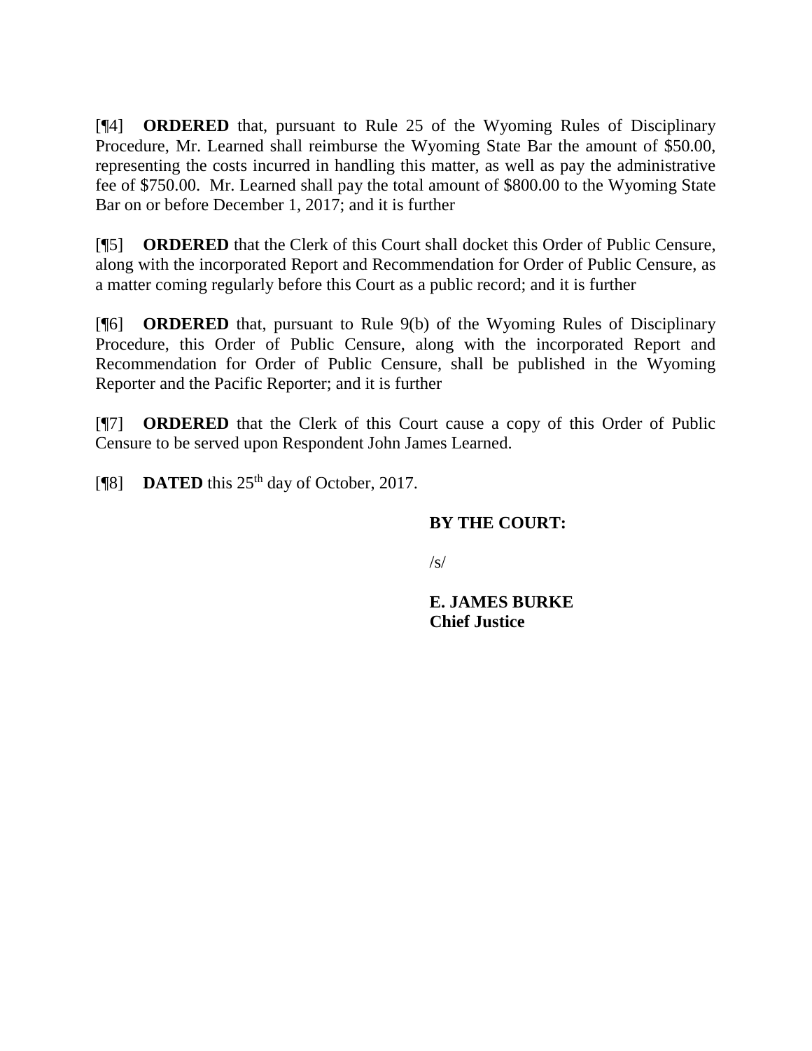[¶4] **ORDERED** that, pursuant to Rule 25 of the Wyoming Rules of Disciplinary Procedure, Mr. Learned shall reimburse the Wyoming State Bar the amount of $50.00, representing the costs incurred in handling this matter, as well as pay the administrative fee of $750.00. Mr. Learned shall pay the total amount of $800.00 to the Wyoming State Bar on or before December 1, 2017; and it is further

[¶5] **ORDERED** that the Clerk of this Court shall docket this Order of Public Censure, along with the incorporated Report and Recommendation for Order of Public Censure, as a matter coming regularly before this Court as a public record; and it is further

[¶6] **ORDERED** that, pursuant to Rule 9(b) of the Wyoming Rules of Disciplinary Procedure, this Order of Public Censure, along with the incorporated Report and Recommendation for Order of Public Censure, shall be published in the Wyoming Reporter and the Pacific Reporter; and it is further

[¶7] **ORDERED** that the Clerk of this Court cause a copy of this Order of Public Censure to be served upon Respondent John James Learned.

[¶8] **DATED** this 25th day of October, 2017.

**BY THE COURT:**

/s/

**E. JAMES BURKE**
**Chief Justice**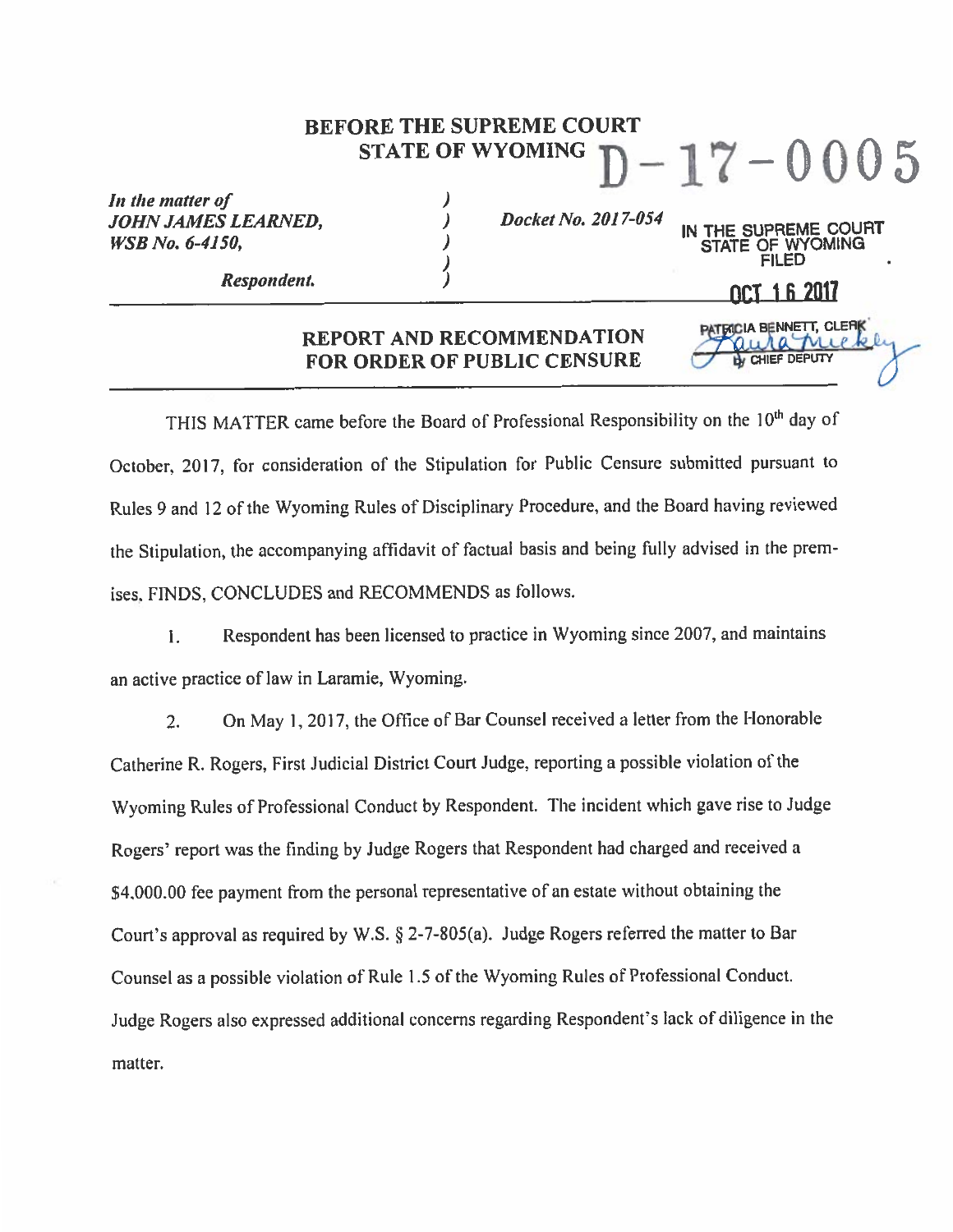**BEFORE THE SUPREME COURT**
**STATE OF WYOMING**

D-17-0005

*In the matter of*
*JOHN JAMES LEARNED,*
*WSB No. 6-4150,*

*Respondent.*

*Docket No. 2017-054*

IN THE SUPREME COURT
STATE OF WYOMING
FILED

OCT 16 2017

PATRICIA BENNETT, CLERK
by CHIEF DEPUTY

**REPORT AND RECOMMENDATION**
**FOR ORDER OF PUBLIC CENSURE**

THIS MATTER came before the Board of Professional Responsibility on the 10th day of October, 2017, for consideration of the Stipulation for Public Censure submitted pursuant to Rules 9 and 12 of the Wyoming Rules of Disciplinary Procedure, and the Board having reviewed the Stipulation, the accompanying affidavit of factual basis and being fully advised in the premises, FINDS, CONCLUDES and RECOMMENDS as follows.

1. Respondent has been licensed to practice in Wyoming since 2007, and maintains an active practice of law in Laramie, Wyoming.

2. On May 1, 2017, the Office of Bar Counsel received a letter from the Honorable Catherine R. Rogers, First Judicial District Court Judge, reporting a possible violation of the Wyoming Rules of Professional Conduct by Respondent. The incident which gave rise to Judge Rogers' report was the finding by Judge Rogers that Respondent had charged and received a $4,000.00 fee payment from the personal representative of an estate without obtaining the Court's approval as required by W.S. § 2-7-805(a). Judge Rogers referred the matter to Bar Counsel as a possible violation of Rule 1.5 of the Wyoming Rules of Professional Conduct. Judge Rogers also expressed additional concerns regarding Respondent's lack of diligence in the matter.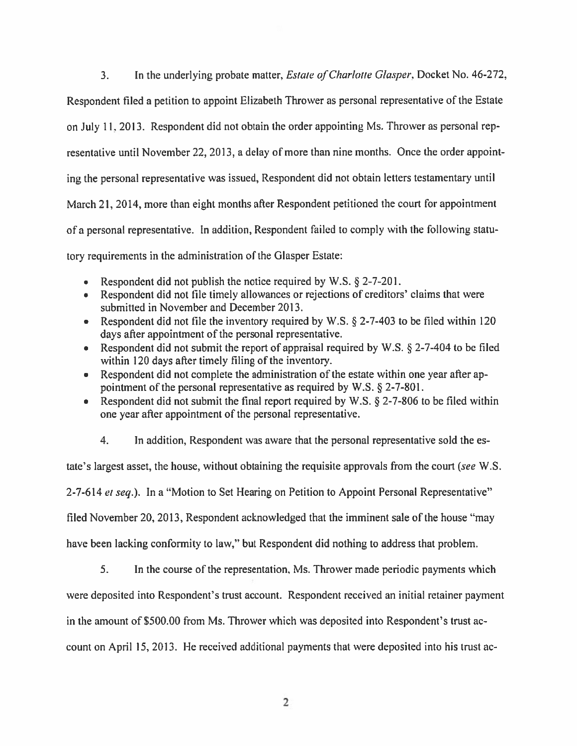3. In the underlying probate matter, *Estate of Charlotte Glasper*, Docket No. 46-272, Respondent filed a petition to appoint Elizabeth Thrower as personal representative of the Estate on July 11, 2013. Respondent did not obtain the order appointing Ms. Thrower as personal representative until November 22, 2013, a delay of more than nine months. Once the order appointing the personal representative was issued, Respondent did not obtain letters testamentary until March 21, 2014, more than eight months after Respondent petitioned the court for appointment of a personal representative. In addition, Respondent failed to comply with the following statutory requirements in the administration of the Glasper Estate:

- Respondent did not publish the notice required by W.S. § 2-7-201.
- Respondent did not file timely allowances or rejections of creditors' claims that were submitted in November and December 2013.
- Respondent did not file the inventory required by W.S. § 2-7-403 to be filed within 120 days after appointment of the personal representative.
- Respondent did not submit the report of appraisal required by W.S. § 2-7-404 to be filed within 120 days after timely filing of the inventory.
- Respondent did not complete the administration of the estate within one year after appointment of the personal representative as required by W.S. § 2-7-801.
- Respondent did not submit the final report required by W.S. § 2-7-806 to be filed within one year after appointment of the personal representative.

4. In addition, Respondent was aware that the personal representative sold the estate's largest asset, the house, without obtaining the requisite approvals from the court (*see* W.S. 2-7-614 *et seq.*). In a "Motion to Set Hearing on Petition to Appoint Personal Representative" filed November 20, 2013, Respondent acknowledged that the imminent sale of the house "may have been lacking conformity to law," but Respondent did nothing to address that problem.

5. In the course of the representation, Ms. Thrower made periodic payments which were deposited into Respondent's trust account. Respondent received an initial retainer payment in the amount of $500.00 from Ms. Thrower which was deposited into Respondent's trust account on April 15, 2013. He received additional payments that were deposited into his trust ac-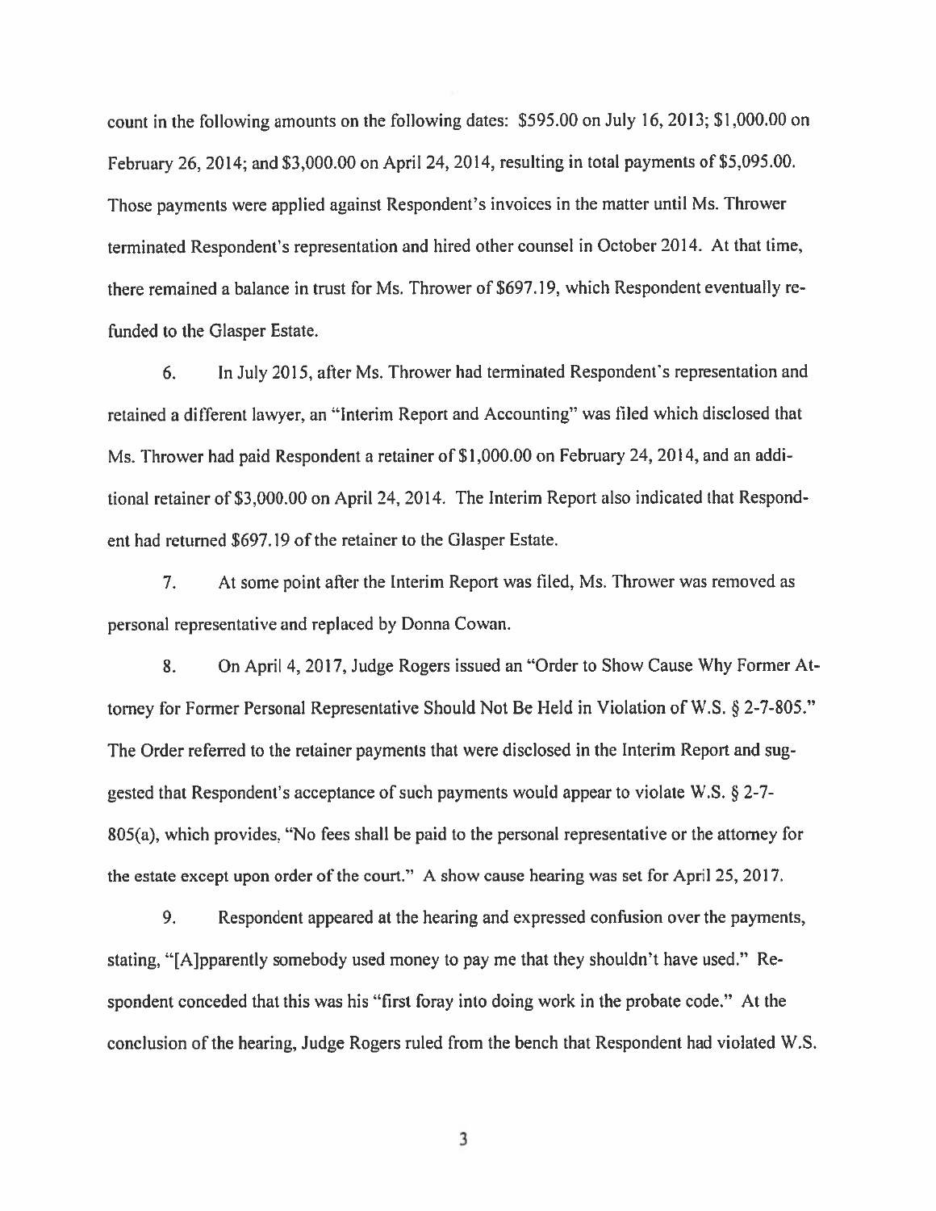count in the following amounts on the following dates: $595.00 on July 16, 2013; $1,000.00 on February 26, 2014; and $3,000.00 on April 24, 2014, resulting in total payments of $5,095.00. Those payments were applied against Respondent's invoices in the matter until Ms. Thrower terminated Respondent's representation and hired other counsel in October 2014. At that time, there remained a balance in trust for Ms. Thrower of $697.19, which Respondent eventually refunded to the Glasper Estate.

6. In July 2015, after Ms. Thrower had terminated Respondent's representation and retained a different lawyer, an "Interim Report and Accounting" was filed which disclosed that Ms. Thrower had paid Respondent a retainer of $1,000.00 on February 24, 2014, and an additional retainer of $3,000.00 on April 24, 2014. The Interim Report also indicated that Respondent had returned $697.19 of the retainer to the Glasper Estate.

7. At some point after the Interim Report was filed, Ms. Thrower was removed as personal representative and replaced by Donna Cowan.

8. On April 4, 2017, Judge Rogers issued an "Order to Show Cause Why Former Attorney for Former Personal Representative Should Not Be Held in Violation of W.S. § 2-7-805." The Order referred to the retainer payments that were disclosed in the Interim Report and suggested that Respondent's acceptance of such payments would appear to violate W.S. § 2-7-805(a), which provides, "No fees shall be paid to the personal representative or the attorney for the estate except upon order of the court." A show cause hearing was set for April 25, 2017.

9. Respondent appeared at the hearing and expressed confusion over the payments, stating, "[A]pparently somebody used money to pay me that they shouldn't have used." Respondent conceded that this was his "first foray into doing work in the probate code." At the conclusion of the hearing, Judge Rogers ruled from the bench that Respondent had violated W.S.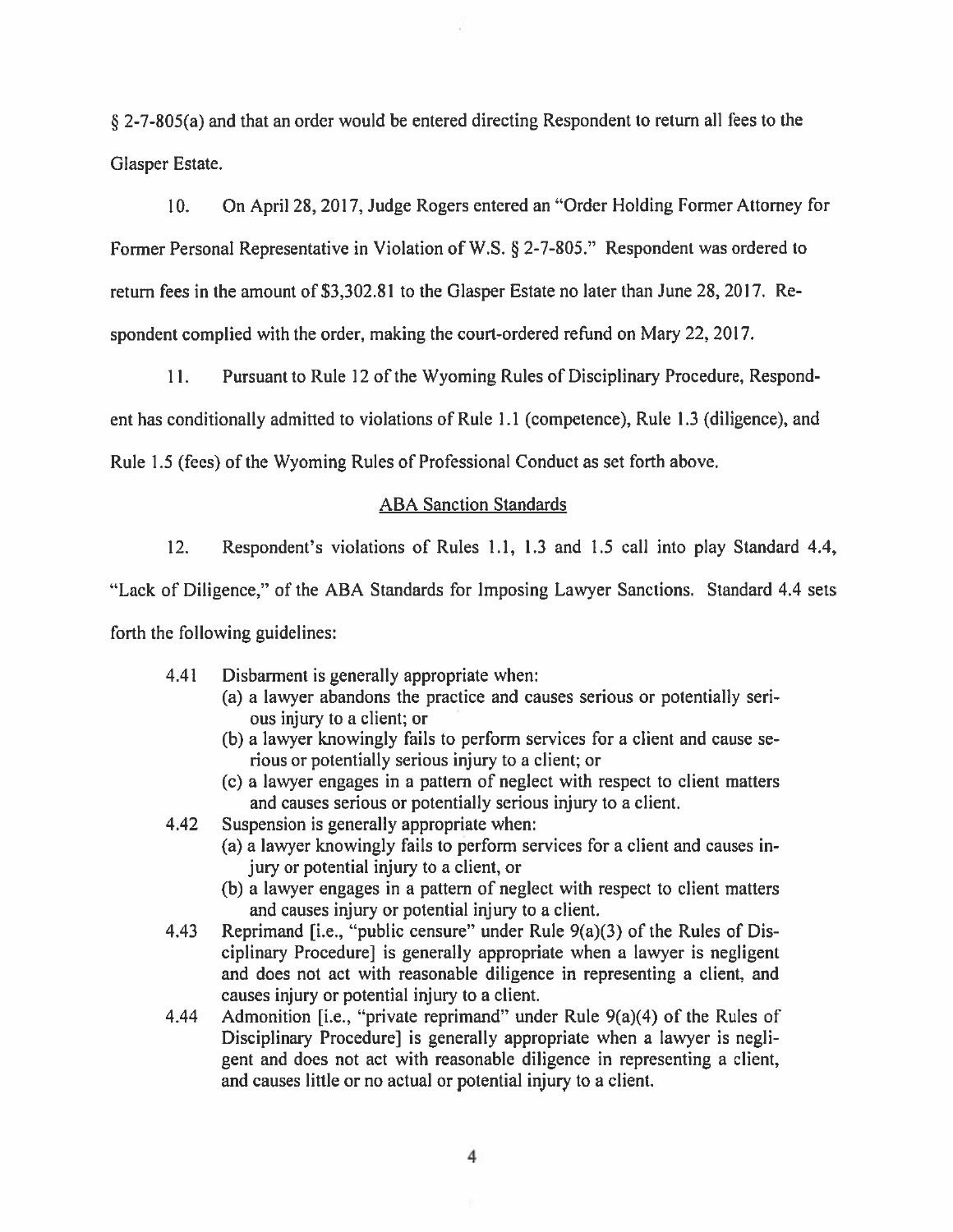§ 2-7-805(a) and that an order would be entered directing Respondent to return all fees to the Glasper Estate.

10. On April 28, 2017, Judge Rogers entered an "Order Holding Former Attorney for Former Personal Representative in Violation of W.S. § 2-7-805." Respondent was ordered to return fees in the amount of $3,302.81 to the Glasper Estate no later than June 28, 2017. Respondent complied with the order, making the court-ordered refund on Mary 22, 2017.

11. Pursuant to Rule 12 of the Wyoming Rules of Disciplinary Procedure, Respondent has conditionally admitted to violations of Rule 1.1 (competence), Rule 1.3 (diligence), and Rule 1.5 (fees) of the Wyoming Rules of Professional Conduct as set forth above.

## ABA Sanction Standards

12. Respondent's violations of Rules 1.1, 1.3 and 1.5 call into play Standard 4.4, "Lack of Diligence," of the ABA Standards for Imposing Lawyer Sanctions. Standard 4.4 sets forth the following guidelines:

> 4.41 Disbarment is generally appropriate when:
> (a) a lawyer abandons the practice and causes serious or potentially serious injury to a client; or
> (b) a lawyer knowingly fails to perform services for a client and cause serious or potentially serious injury to a client; or
> (c) a lawyer engages in a pattern of neglect with respect to client matters and causes serious or potentially serious injury to a client.
>
> 4.42 Suspension is generally appropriate when:
> (a) a lawyer knowingly fails to perform services for a client and causes injury or potential injury to a client, or
> (b) a lawyer engages in a pattern of neglect with respect to client matters and causes injury or potential injury to a client.
>
> 4.43 Reprimand [i.e., "public censure" under Rule 9(a)(3) of the Rules of Disciplinary Procedure] is generally appropriate when a lawyer is negligent and does not act with reasonable diligence in representing a client, and causes injury or potential injury to a client.
>
> 4.44 Admonition [i.e., "private reprimand" under Rule 9(a)(4) of the Rules of Disciplinary Procedure] is generally appropriate when a lawyer is negligent and does not act with reasonable diligence in representing a client, and causes little or no actual or potential injury to a client.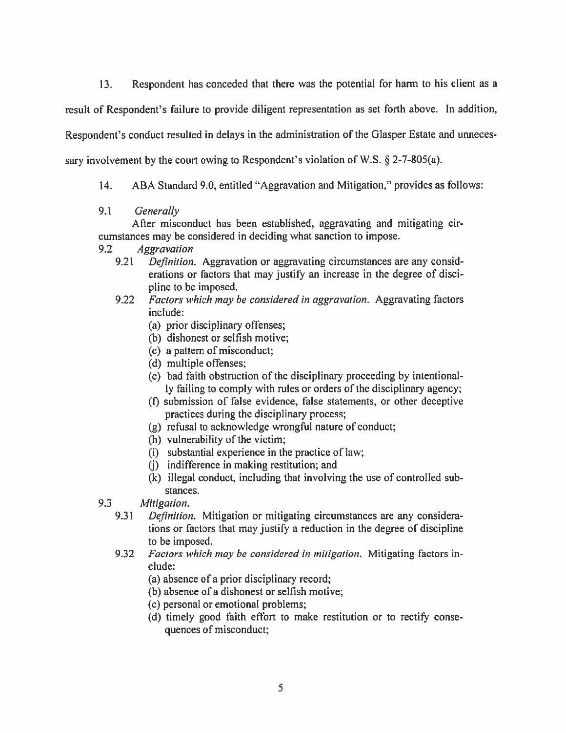13. Respondent has conceded that there was the potential for harm to his client as a result of Respondent's failure to provide diligent representation as set forth above. In addition, Respondent's conduct resulted in delays in the administration of the Glasper Estate and unnecessary involvement by the court owing to Respondent's violation of W.S. § 2-7-805(a).

14. ABA Standard 9.0, entitled "Aggravation and Mitigation," provides as follows:

> 9.1 *Generally*
>
> After misconduct has been established, aggravating and mitigating circumstances may be considered in deciding what sanction to impose.
>
> 9.2 *Aggravation*
>
> 9.21 *Definition.* Aggravation or aggravating circumstances are any considerations or factors that may justify an increase in the degree of discipline to be imposed.
>
> 9.22 *Factors which may be considered in aggravation.* Aggravating factors include:
>
> (a) prior disciplinary offenses;
> (b) dishonest or selfish motive;
> (c) a pattern of misconduct;
> (d) multiple offenses;
> (e) bad faith obstruction of the disciplinary proceeding by intentionally failing to comply with rules or orders of the disciplinary agency;
> (f) submission of false evidence, false statements, or other deceptive practices during the disciplinary process;
> (g) refusal to acknowledge wrongful nature of conduct;
> (h) vulnerability of the victim;
> (i) substantial experience in the practice of law;
> (j) indifference in making restitution; and
> (k) illegal conduct, including that involving the use of controlled substances.
>
> 9.3 *Mitigation.*
>
> 9.31 *Definition.* Mitigation or mitigating circumstances are any considerations or factors that may justify a reduction in the degree of discipline to be imposed.
>
> 9.32 *Factors which may be considered in mitigation.* Mitigating factors include:
>
> (a) absence of a prior disciplinary record;
> (b) absence of a dishonest or selfish motive;
> (c) personal or emotional problems;
> (d) timely good faith effort to make restitution or to rectify consequences of misconduct;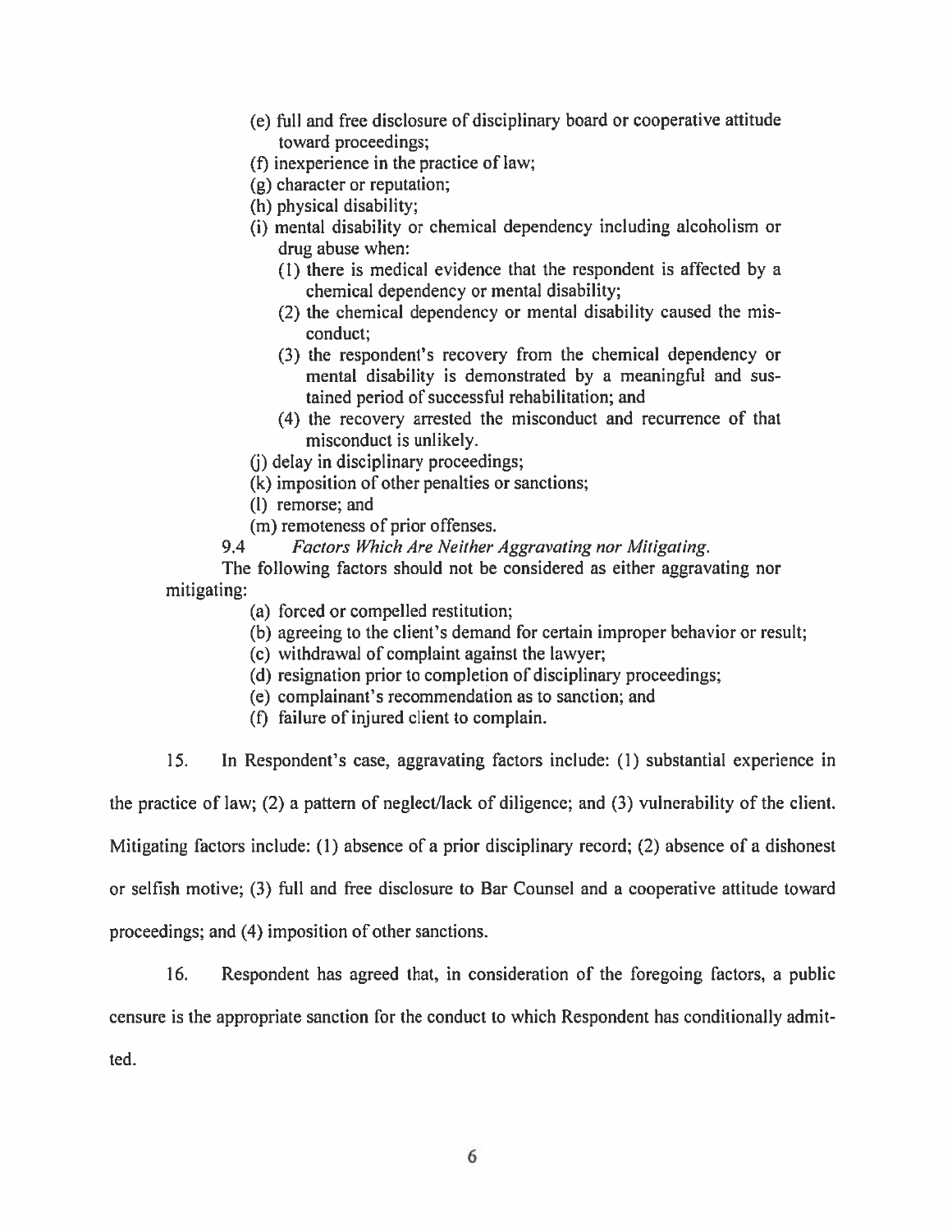(e) full and free disclosure of disciplinary board or cooperative attitude toward proceedings;
(f) inexperience in the practice of law;
(g) character or reputation;
(h) physical disability;
(i) mental disability or chemical dependency including alcoholism or drug abuse when:
 (1) there is medical evidence that the respondent is affected by a chemical dependency or mental disability;
 (2) the chemical dependency or mental disability caused the misconduct;
 (3) the respondent's recovery from the chemical dependency or mental disability is demonstrated by a meaningful and sustained period of successful rehabilitation; and
 (4) the recovery arrested the misconduct and recurrence of that misconduct is unlikely.
(j) delay in disciplinary proceedings;
(k) imposition of other penalties or sanctions;
(l) remorse; and
(m) remoteness of prior offenses.

9.4 *Factors Which Are Neither Aggravating nor Mitigating.*

The following factors should not be considered as either aggravating nor mitigating:

(a) forced or compelled restitution;
(b) agreeing to the client's demand for certain improper behavior or result;
(c) withdrawal of complaint against the lawyer;
(d) resignation prior to completion of disciplinary proceedings;
(e) complainant's recommendation as to sanction; and
(f) failure of injured client to complain.

15. In Respondent's case, aggravating factors include: (1) substantial experience in the practice of law; (2) a pattern of neglect/lack of diligence; and (3) vulnerability of the client. Mitigating factors include: (1) absence of a prior disciplinary record; (2) absence of a dishonest or selfish motive; (3) full and free disclosure to Bar Counsel and a cooperative attitude toward proceedings; and (4) imposition of other sanctions.

16. Respondent has agreed that, in consideration of the foregoing factors, a public censure is the appropriate sanction for the conduct to which Respondent has conditionally admitted.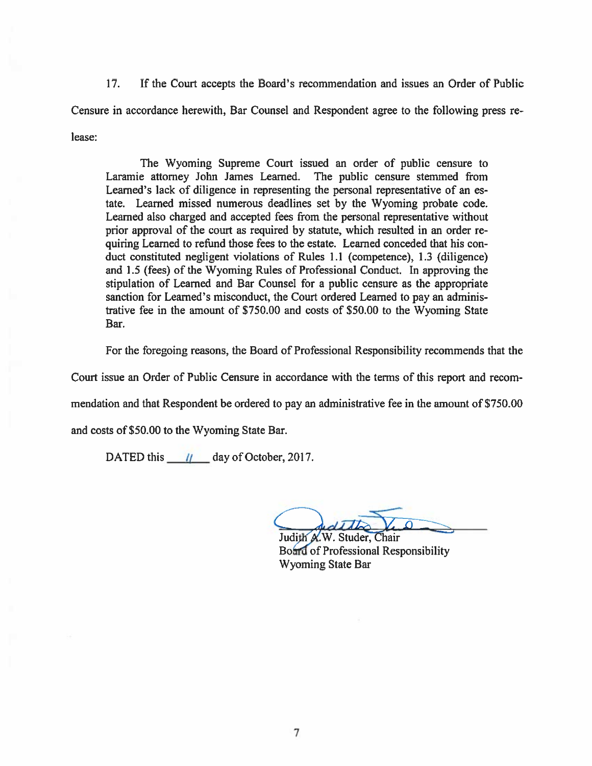17. If the Court accepts the Board's recommendation and issues an Order of Public Censure in accordance herewith, Bar Counsel and Respondent agree to the following press release:

> The Wyoming Supreme Court issued an order of public censure to Laramie attorney John James Learned. The public censure stemmed from Learned's lack of diligence in representing the personal representative of an estate. Learned missed numerous deadlines set by the Wyoming probate code. Learned also charged and accepted fees from the personal representative without prior approval of the court as required by statute, which resulted in an order requiring Learned to refund those fees to the estate. Learned conceded that his conduct constituted negligent violations of Rules 1.1 (competence), 1.3 (diligence) and 1.5 (fees) of the Wyoming Rules of Professional Conduct. In approving the stipulation of Learned and Bar Counsel for a public censure as the appropriate sanction for Learned's misconduct, the Court ordered Learned to pay an administrative fee in the amount of $750.00 and costs of $50.00 to the Wyoming State Bar.

For the foregoing reasons, the Board of Professional Responsibility recommends that the Court issue an Order of Public Censure in accordance with the terms of this report and recommendation and that Respondent be ordered to pay an administrative fee in the amount of $750.00 and costs of $50.00 to the Wyoming State Bar.

DATED this 11 day of October, 2017.

Judith A.W. Studer, Chair
Board of Professional Responsibility
Wyoming State Bar